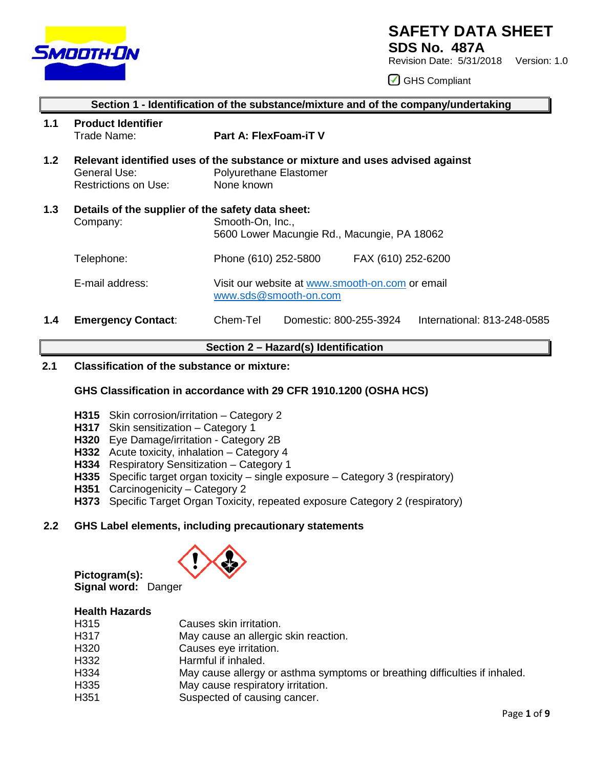# SAFETY DATA SHEET

**SDS No. 487A**

Revision Date: 5/31/2018 Version: 1.0

☑ GHS Compliant

## Section 1 - Identification of the substance/mixture and of the company/undertaking

### 1.1 Product Identifier

Trade Name: **Part A: FlexFoam-iT V**

### 1.2 Relevant identified uses of the substance or mixture and uses advised against

General Use: Polyurethane Elastomer

Restrictions on Use: None known

### 1.3 Details of the supplier of the safety data sheet:

Company: Smooth-On, Inc.,
5600 Lower Macungie Rd., Macungie, PA 18062

Telephone: Phone (610) 252-5800 FAX (610) 252-6200

E-mail address: Visit our website at www.smooth-on.com or email www.sds@smooth-on.com

### 1.4 Emergency Contact:

Chem-Tel Domestic: 800-255-3924 International: 813-248-0585

## Section 2 – Hazard(s) Identification

### 2.1 Classification of the substance or mixture:

**GHS Classification in accordance with 29 CFR 1910.1200 (OSHA HCS)**

- **H315** Skin corrosion/irritation – Category 2
- **H317** Skin sensitization – Category 1
- **H320** Eye Damage/irritation - Category 2B
- **H332** Acute toxicity, inhalation – Category 4
- **H334** Respiratory Sensitization – Category 1
- **H335** Specific target organ toxicity – single exposure – Category 3 (respiratory)
- **H351** Carcinogenicity – Category 2
- **H373** Specific Target Organ Toxicity, repeated exposure Category 2 (respiratory)

### 2.2 GHS Label elements, including precautionary statements

**Pictogram(s):**

**Signal word:** Danger

**Health Hazards**

| | |
|---|---|
| H315 | Causes skin irritation. |
| H317 | May cause an allergic skin reaction. |
| H320 | Causes eye irritation. |
| H332 | Harmful if inhaled. |
| H334 | May cause allergy or asthma symptoms or breathing difficulties if inhaled. |
| H335 | May cause respiratory irritation. |
| H351 | Suspected of causing cancer. |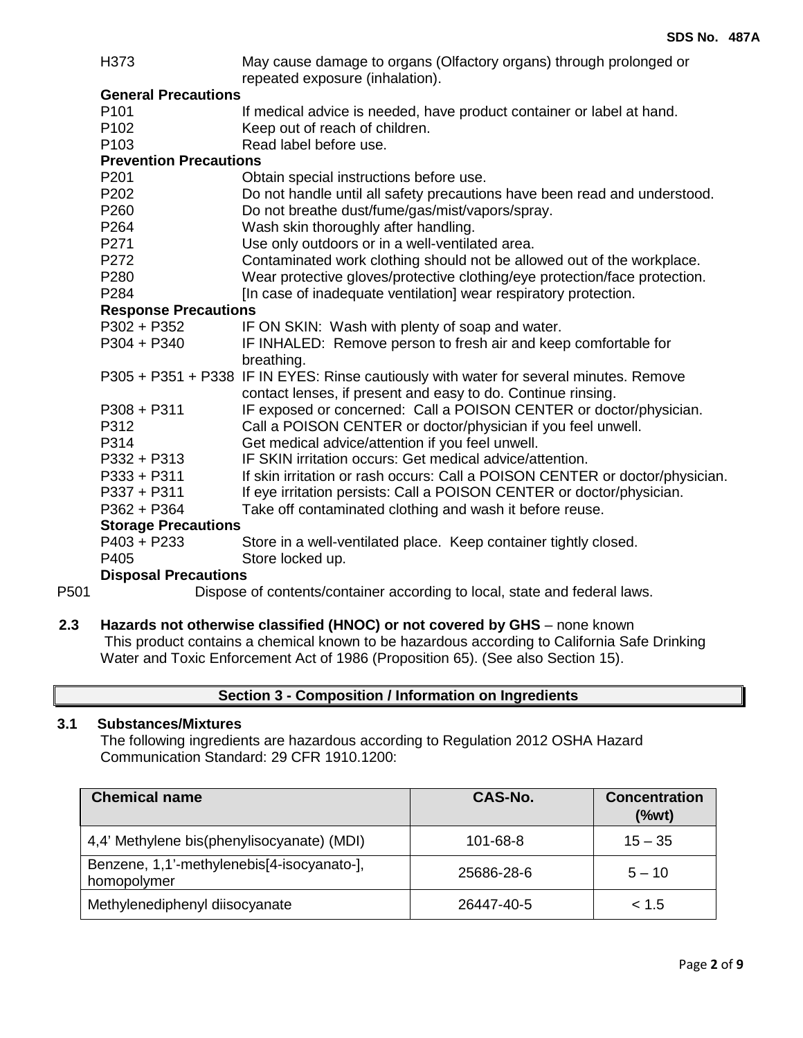| | |
|---|---|
| H373 | May cause damage to organs (Olfactory organs) through prolonged or repeated exposure (inhalation). |

**General Precautions**

| | |
|---|---|
| P101 | If medical advice is needed, have product container or label at hand. |
| P102 | Keep out of reach of children. |
| P103 | Read label before use. |

**Prevention Precautions**

| | |
|---|---|
| P201 | Obtain special instructions before use. |
| P202 | Do not handle until all safety precautions have been read and understood. |
| P260 | Do not breathe dust/fume/gas/mist/vapors/spray. |
| P264 | Wash skin thoroughly after handling. |
| P271 | Use only outdoors or in a well-ventilated area. |
| P272 | Contaminated work clothing should not be allowed out of the workplace. |
| P280 | Wear protective gloves/protective clothing/eye protection/face protection. |
| P284 | [In case of inadequate ventilation] wear respiratory protection. |

**Response Precautions**

| | |
|---|---|
| P302 + P352 | IF ON SKIN: Wash with plenty of soap and water. |
| P304 + P340 | IF INHALED: Remove person to fresh air and keep comfortable for breathing. |
| P305 + P351 + P338 | IF IN EYES: Rinse cautiously with water for several minutes. Remove contact lenses, if present and easy to do. Continue rinsing. |
| P308 + P311 | IF exposed or concerned: Call a POISON CENTER or doctor/physician. |
| P312 | Call a POISON CENTER or doctor/physician if you feel unwell. |
| P314 | Get medical advice/attention if you feel unwell. |
| P332 + P313 | IF SKIN irritation occurs: Get medical advice/attention. |
| P333 + P311 | If skin irritation or rash occurs: Call a POISON CENTER or doctor/physician. |
| P337 + P311 | If eye irritation persists: Call a POISON CENTER or doctor/physician. |
| P362 + P364 | Take off contaminated clothing and wash it before reuse. |

**Storage Precautions**

| | |
|---|---|
| P403 + P233 | Store in a well-ventilated place. Keep container tightly closed. |
| P405 | Store locked up. |

**Disposal Precautions**

| | |
|---|---|
| P501 | Dispose of contents/container according to local, state and federal laws. |

**2.3 Hazards not otherwise classified (HNOC) or not covered by GHS** – none known

This product contains a chemical known to be hazardous according to California Safe Drinking Water and Toxic Enforcement Act of 1986 (Proposition 65). (See also Section 15).

## Section 3 - Composition / Information on Ingredients

**3.1 Substances/Mixtures**

The following ingredients are hazardous according to Regulation 2012 OSHA Hazard Communication Standard: 29 CFR 1910.1200:

| Chemical name | CAS-No. | Concentration (%wt) |
|---|---|---|
| 4,4' Methylene bis(phenylisocyanate) (MDI) | 101-68-8 | 15 – 35 |
| Benzene, 1,1'-methylenebis[4-isocyanato-], homopolymer | 25686-28-6 | 5 – 10 |
| Methylenediphenyl diisocyanate | 26447-40-5 | < 1.5 |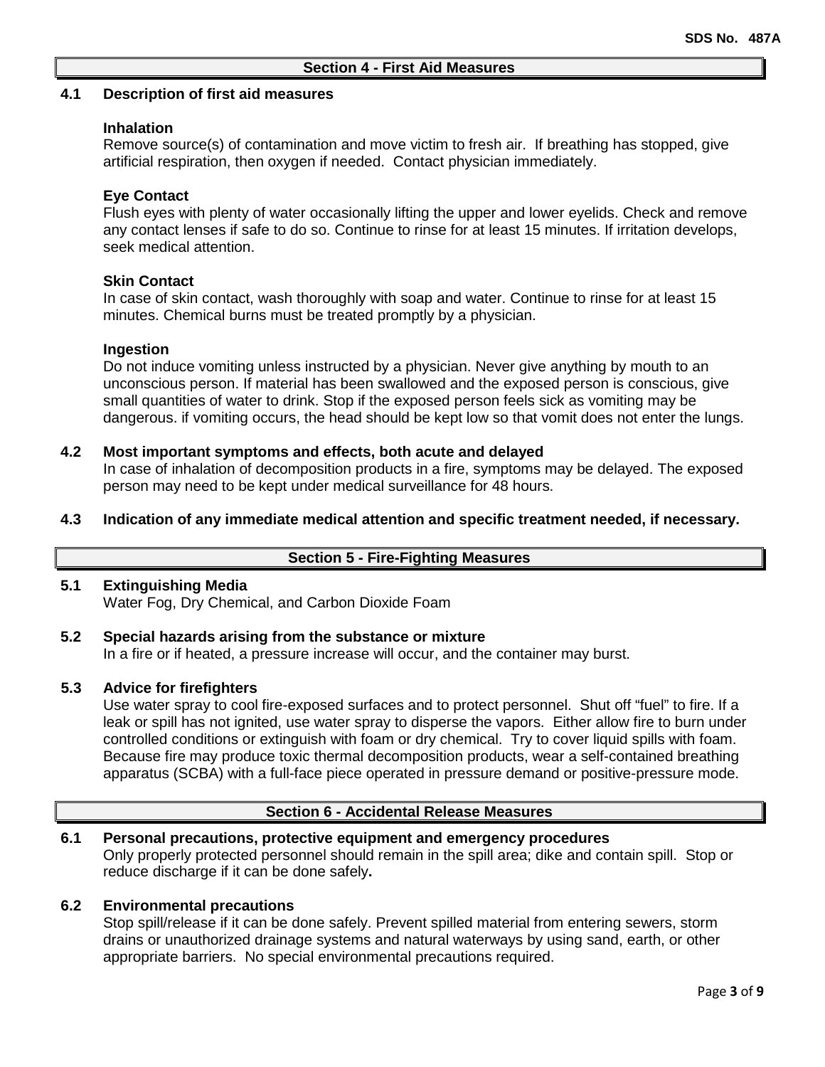## Section 4 - First Aid Measures

### 4.1 Description of first aid measures

**Inhalation**
Remove source(s) of contamination and move victim to fresh air. If breathing has stopped, give artificial respiration, then oxygen if needed. Contact physician immediately.

**Eye Contact**
Flush eyes with plenty of water occasionally lifting the upper and lower eyelids. Check and remove any contact lenses if safe to do so. Continue to rinse for at least 15 minutes. If irritation develops, seek medical attention.

**Skin Contact**
In case of skin contact, wash thoroughly with soap and water. Continue to rinse for at least 15 minutes. Chemical burns must be treated promptly by a physician.

**Ingestion**
Do not induce vomiting unless instructed by a physician. Never give anything by mouth to an unconscious person. If material has been swallowed and the exposed person is conscious, give small quantities of water to drink. Stop if the exposed person feels sick as vomiting may be dangerous. if vomiting occurs, the head should be kept low so that vomit does not enter the lungs.

### 4.2 Most important symptoms and effects, both acute and delayed

In case of inhalation of decomposition products in a fire, symptoms may be delayed. The exposed person may need to be kept under medical surveillance for 48 hours.

### 4.3 Indication of any immediate medical attention and specific treatment needed, if necessary.

## Section 5 - Fire-Fighting Measures

### 5.1 Extinguishing Media

Water Fog, Dry Chemical, and Carbon Dioxide Foam

### 5.2 Special hazards arising from the substance or mixture

In a fire or if heated, a pressure increase will occur, and the container may burst.

### 5.3 Advice for firefighters

Use water spray to cool fire-exposed surfaces and to protect personnel. Shut off "fuel" to fire. If a leak or spill has not ignited, use water spray to disperse the vapors. Either allow fire to burn under controlled conditions or extinguish with foam or dry chemical. Try to cover liquid spills with foam. Because fire may produce toxic thermal decomposition products, wear a self-contained breathing apparatus (SCBA) with a full-face piece operated in pressure demand or positive-pressure mode.

## Section 6 - Accidental Release Measures

### 6.1 Personal precautions, protective equipment and emergency procedures

Only properly protected personnel should remain in the spill area; dike and contain spill. Stop or reduce discharge if it can be done safely**.**

### 6.2 Environmental precautions

Stop spill/release if it can be done safely. Prevent spilled material from entering sewers, storm drains or unauthorized drainage systems and natural waterways by using sand, earth, or other appropriate barriers. No special environmental precautions required.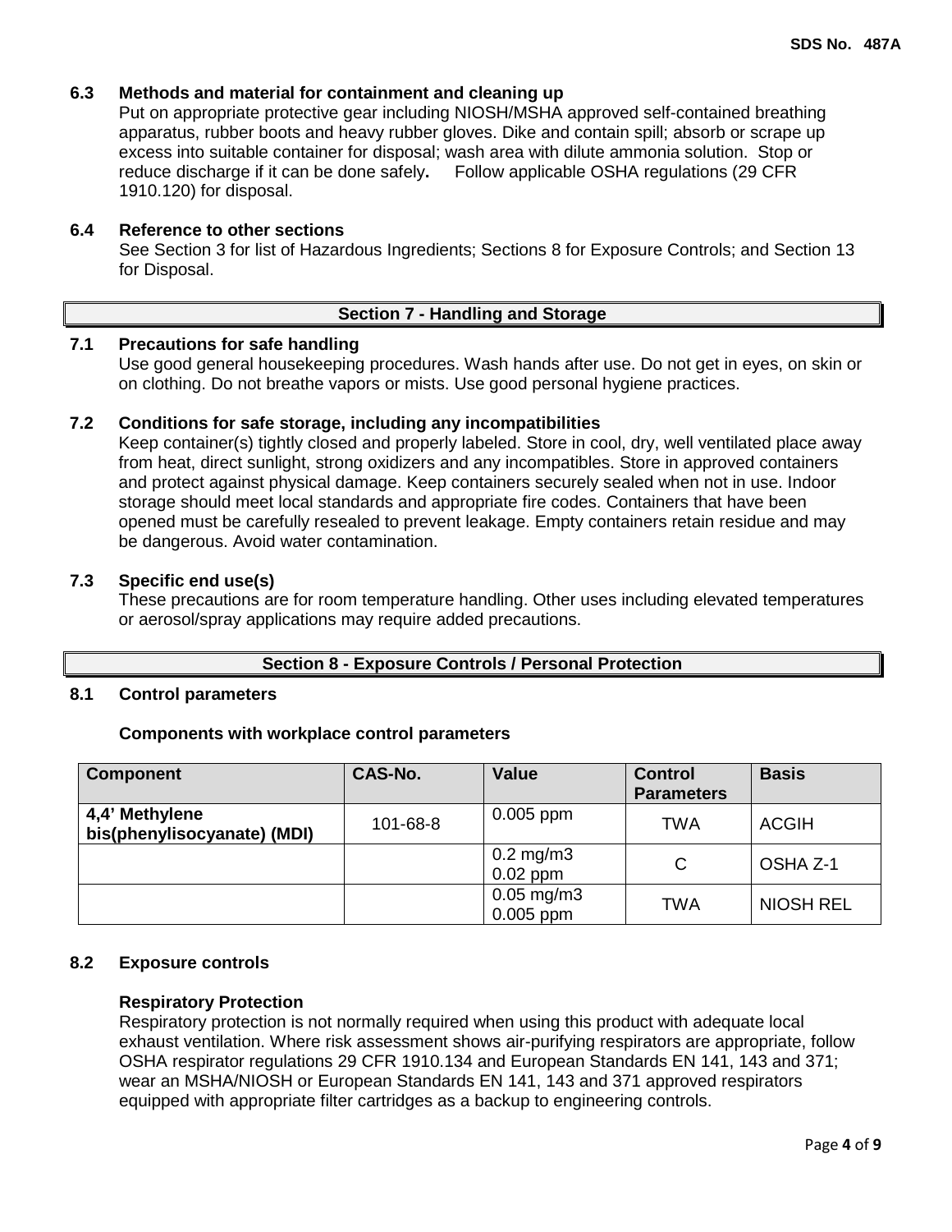### 6.3 Methods and material for containment and cleaning up

Put on appropriate protective gear including NIOSH/MSHA approved self-contained breathing apparatus, rubber boots and heavy rubber gloves. Dike and contain spill; absorb or scrape up excess into suitable container for disposal; wash area with dilute ammonia solution. Stop or reduce discharge if it can be done safely**.** Follow applicable OSHA regulations (29 CFR 1910.120) for disposal.

### 6.4 Reference to other sections

See Section 3 for list of Hazardous Ingredients; Sections 8 for Exposure Controls; and Section 13 for Disposal.

## Section 7 - Handling and Storage

### 7.1 Precautions for safe handling

Use good general housekeeping procedures. Wash hands after use. Do not get in eyes, on skin or on clothing. Do not breathe vapors or mists. Use good personal hygiene practices.

### 7.2 Conditions for safe storage, including any incompatibilities

Keep container(s) tightly closed and properly labeled. Store in cool, dry, well ventilated place away from heat, direct sunlight, strong oxidizers and any incompatibles. Store in approved containers and protect against physical damage. Keep containers securely sealed when not in use. Indoor storage should meet local standards and appropriate fire codes. Containers that have been opened must be carefully resealed to prevent leakage. Empty containers retain residue and may be dangerous. Avoid water contamination.

### 7.3 Specific end use(s)

These precautions are for room temperature handling. Other uses including elevated temperatures or aerosol/spray applications may require added precautions.

## Section 8 - Exposure Controls / Personal Protection

### 8.1 Control parameters

**Components with workplace control parameters**

| Component | CAS-No. | Value | Control Parameters | Basis |
|---|---|---|---|---|
| 4,4' Methylene bis(phenylisocyanate) (MDI) | 101-68-8 | 0.005 ppm | TWA | ACGIH |
| | | 0.2 mg/m3<br>0.02 ppm | C | OSHA Z-1 |
| | | 0.05 mg/m3<br>0.005 ppm | TWA | NIOSH REL |

### 8.2 Exposure controls

**Respiratory Protection**

Respiratory protection is not normally required when using this product with adequate local exhaust ventilation. Where risk assessment shows air-purifying respirators are appropriate, follow OSHA respirator regulations 29 CFR 1910.134 and European Standards EN 141, 143 and 371; wear an MSHA/NIOSH or European Standards EN 141, 143 and 371 approved respirators equipped with appropriate filter cartridges as a backup to engineering controls.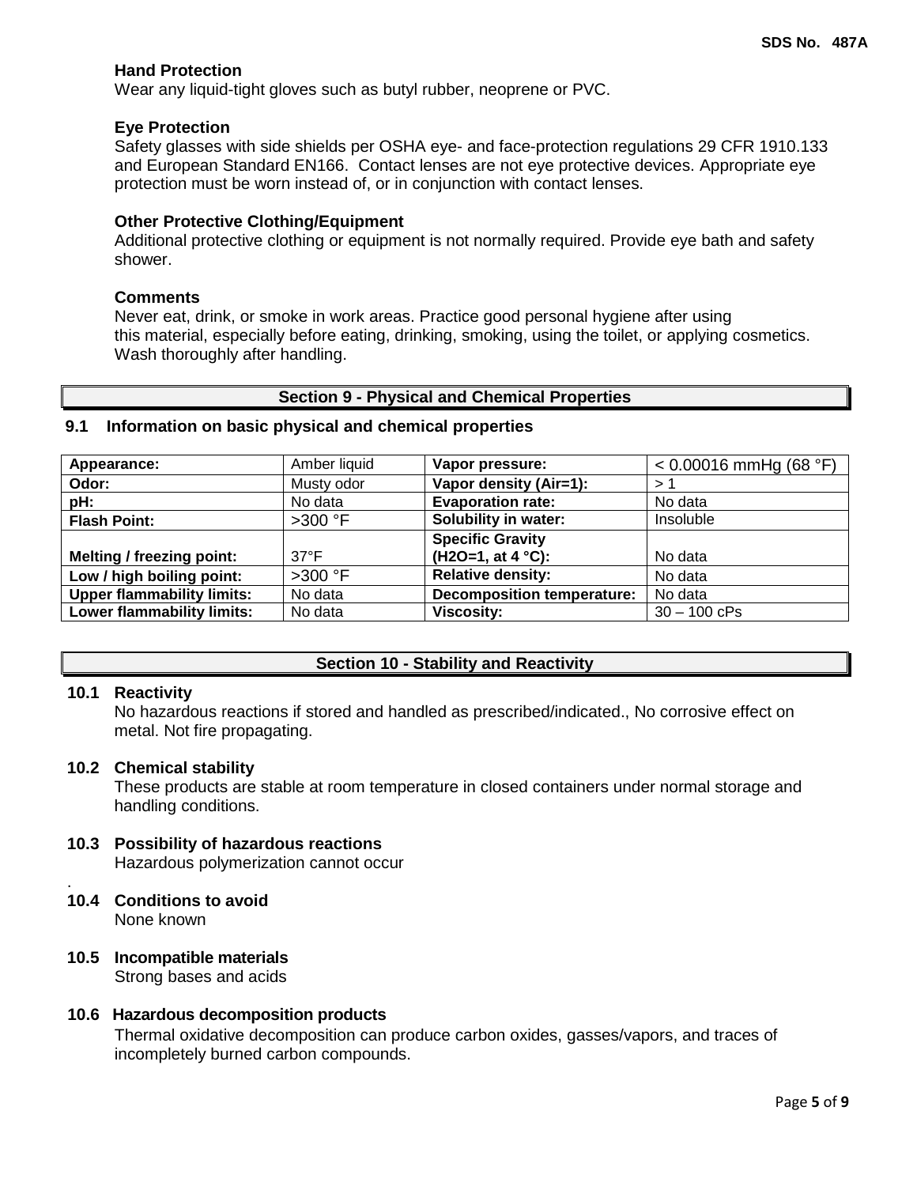### Hand Protection

Wear any liquid-tight gloves such as butyl rubber, neoprene or PVC.

### Eye Protection

Safety glasses with side shields per OSHA eye- and face-protection regulations 29 CFR 1910.133 and European Standard EN166. Contact lenses are not eye protective devices. Appropriate eye protection must be worn instead of, or in conjunction with contact lenses.

### Other Protective Clothing/Equipment

Additional protective clothing or equipment is not normally required. Provide eye bath and safety shower.

### Comments

Never eat, drink, or smoke in work areas. Practice good personal hygiene after using this material, especially before eating, drinking, smoking, using the toilet, or applying cosmetics. Wash thoroughly after handling.

## Section 9 - Physical and Chemical Properties

### 9.1 Information on basic physical and chemical properties

| | | | |
|---|---|---|---|
| **Appearance:** | Amber liquid | **Vapor pressure:** | < 0.00016 mmHg (68 °F) |
| **Odor:** | Musty odor | **Vapor density (Air=1):** | > 1 |
| **pH:** | No data | **Evaporation rate:** | No data |
| **Flash Point:** | >300 °F | **Solubility in water:** | Insoluble |
| **Melting / freezing point:** | 37°F | **Specific Gravity ($H_2O$=1, at 4 °C):** | No data |
| **Low / high boiling point:** | >300 °F | **Relative density:** | No data |
| **Upper flammability limits:** | No data | **Decomposition temperature:** | No data |
| **Lower flammability limits:** | No data | **Viscosity:** | 30 – 100 cPs |

## Section 10 - Stability and Reactivity

### 10.1 Reactivity

No hazardous reactions if stored and handled as prescribed/indicated., No corrosive effect on metal. Not fire propagating.

### 10.2 Chemical stability

These products are stable at room temperature in closed containers under normal storage and handling conditions.

### 10.3 Possibility of hazardous reactions

Hazardous polymerization cannot occur

.

### 10.4 Conditions to avoid

None known

### 10.5 Incompatible materials

Strong bases and acids

### 10.6 Hazardous decomposition products

Thermal oxidative decomposition can produce carbon oxides, gasses/vapors, and traces of incompletely burned carbon compounds.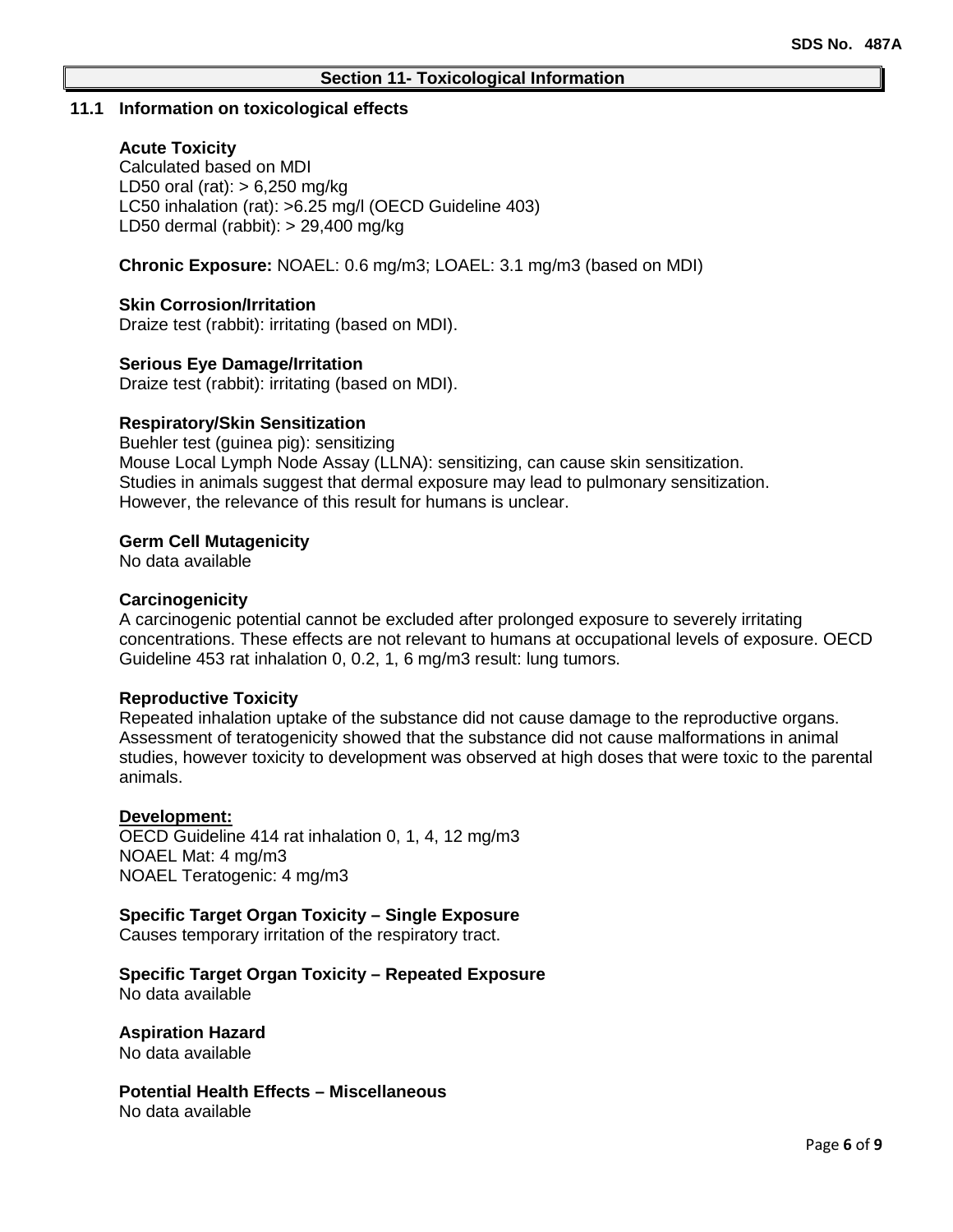## Section 11- Toxicological Information

### 11.1 Information on toxicological effects

**Acute Toxicity**
Calculated based on MDI
LD50 oral (rat): > 6,250 mg/kg
LC50 inhalation (rat): >6.25 mg/l (OECD Guideline 403)
LD50 dermal (rabbit): > 29,400 mg/kg

**Chronic Exposure:** NOAEL: 0.6 mg/m3; LOAEL: 3.1 mg/m3 (based on MDI)

**Skin Corrosion/Irritation**
Draize test (rabbit): irritating (based on MDI).

**Serious Eye Damage/Irritation**
Draize test (rabbit): irritating (based on MDI).

**Respiratory/Skin Sensitization**
Buehler test (guinea pig): sensitizing
Mouse Local Lymph Node Assay (LLNA): sensitizing, can cause skin sensitization.
Studies in animals suggest that dermal exposure may lead to pulmonary sensitization.
However, the relevance of this result for humans is unclear.

**Germ Cell Mutagenicity**
No data available

**Carcinogenicity**
A carcinogenic potential cannot be excluded after prolonged exposure to severely irritating concentrations. These effects are not relevant to humans at occupational levels of exposure. OECD Guideline 453 rat inhalation 0, 0.2, 1, 6 mg/m3 result: lung tumors.

**Reproductive Toxicity**
Repeated inhalation uptake of the substance did not cause damage to the reproductive organs. Assessment of teratogenicity showed that the substance did not cause malformations in animal studies, however toxicity to development was observed at high doses that were toxic to the parental animals.

**Development:**
OECD Guideline 414 rat inhalation 0, 1, 4, 12 mg/m3
NOAEL Mat: 4 mg/m3
NOAEL Teratogenic: 4 mg/m3

**Specific Target Organ Toxicity – Single Exposure**
Causes temporary irritation of the respiratory tract.

**Specific Target Organ Toxicity – Repeated Exposure**
No data available

**Aspiration Hazard**
No data available

**Potential Health Effects – Miscellaneous**
No data available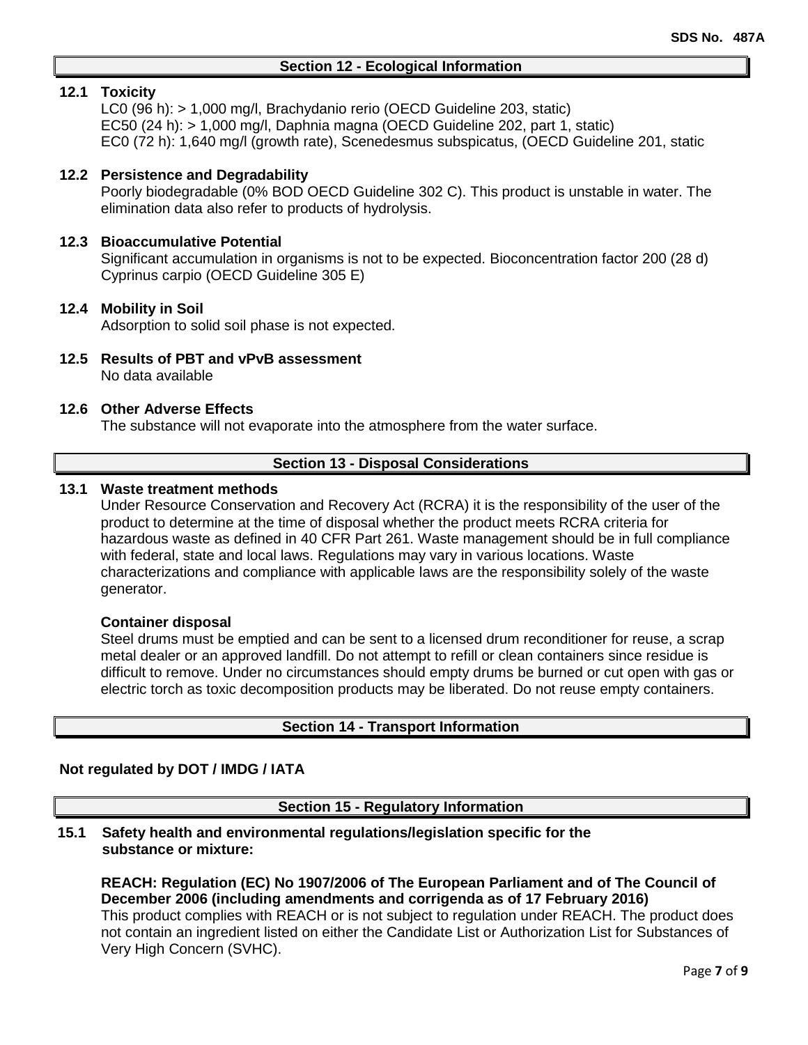## Section 12 - Ecological Information

### 12.1 Toxicity

LC0 (96 h): > 1,000 mg/l, Brachydanio rerio (OECD Guideline 203, static)
EC50 (24 h): > 1,000 mg/l, Daphnia magna (OECD Guideline 202, part 1, static)
EC0 (72 h): 1,640 mg/l (growth rate), Scenedesmus subspicatus, (OECD Guideline 201, static

### 12.2 Persistence and Degradability

Poorly biodegradable (0% BOD OECD Guideline 302 C). This product is unstable in water. The elimination data also refer to products of hydrolysis.

### 12.3 Bioaccumulative Potential

Significant accumulation in organisms is not to be expected. Bioconcentration factor 200 (28 d) Cyprinus carpio (OECD Guideline 305 E)

### 12.4 Mobility in Soil

Adsorption to solid soil phase is not expected.

### 12.5 Results of PBT and vPvB assessment

No data available

### 12.6 Other Adverse Effects

The substance will not evaporate into the atmosphere from the water surface.

## Section 13 - Disposal Considerations

### 13.1 Waste treatment methods

Under Resource Conservation and Recovery Act (RCRA) it is the responsibility of the user of the product to determine at the time of disposal whether the product meets RCRA criteria for hazardous waste as defined in 40 CFR Part 261. Waste management should be in full compliance with federal, state and local laws. Regulations may vary in various locations. Waste characterizations and compliance with applicable laws are the responsibility solely of the waste generator.

**Container disposal**

Steel drums must be emptied and can be sent to a licensed drum reconditioner for reuse, a scrap metal dealer or an approved landfill. Do not attempt to refill or clean containers since residue is difficult to remove. Under no circumstances should empty drums be burned or cut open with gas or electric torch as toxic decomposition products may be liberated. Do not reuse empty containers.

## Section 14 - Transport Information

**Not regulated by DOT / IMDG / IATA**

## Section 15 - Regulatory Information

### 15.1 Safety health and environmental regulations/legislation specific for the substance or mixture:

**REACH: Regulation (EC) No 1907/2006 of The European Parliament and of The Council of December 2006 (including amendments and corrigenda as of 17 February 2016)**
This product complies with REACH or is not subject to regulation under REACH. The product does not contain an ingredient listed on either the Candidate List or Authorization List for Substances of Very High Concern (SVHC).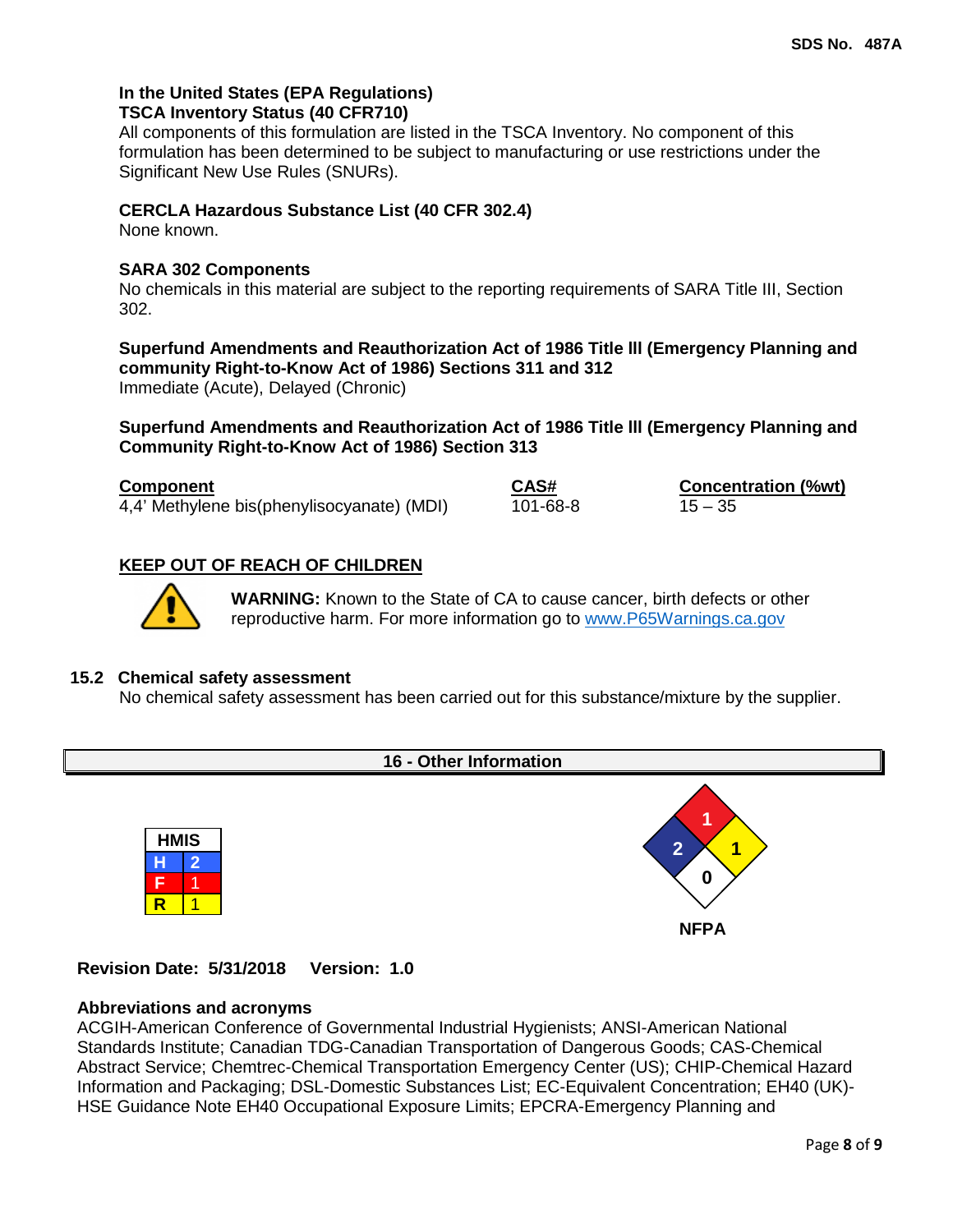**In the United States (EPA Regulations)**
**TSCA Inventory Status (40 CFR710)**
All components of this formulation are listed in the TSCA Inventory. No component of this formulation has been determined to be subject to manufacturing or use restrictions under the Significant New Use Rules (SNURs).

**CERCLA Hazardous Substance List (40 CFR 302.4)**
None known.

**SARA 302 Components**
No chemicals in this material are subject to the reporting requirements of SARA Title III, Section 302.

**Superfund Amendments and Reauthorization Act of 1986 Title lll (Emergency Planning and community Right-to-Know Act of 1986) Sections 311 and 312**
Immediate (Acute), Delayed (Chronic)

**Superfund Amendments and Reauthorization Act of 1986 Title lll (Emergency Planning and Community Right-to-Know Act of 1986) Section 313**

| Component | CAS# | Concentration (%wt) |
|---|---|---|
| 4,4' Methylene bis(phenylisocyanate) (MDI) | 101-68-8 | 15 – 35 |

**KEEP OUT OF REACH OF CHILDREN**

**WARNING:** Known to the State of CA to cause cancer, birth defects or other reproductive harm. For more information go to www.P65Warnings.ca.gov

### 15.2 Chemical safety assessment

No chemical safety assessment has been carried out for this substance/mixture by the supplier.

## 16 - Other Information

| HMIS | |
|---|---|
| H | 2 |
| F | 1 |
| R | 1 |

NFPA: Health 2, Flammability 1, Instability 1, Special 0

**Revision Date: 5/31/2018 Version: 1.0**

**Abbreviations and acronyms**
ACGIH-American Conference of Governmental Industrial Hygienists; ANSI-American National Standards Institute; Canadian TDG-Canadian Transportation of Dangerous Goods; CAS-Chemical Abstract Service; Chemtrec-Chemical Transportation Emergency Center (US); CHIP-Chemical Hazard Information and Packaging; DSL-Domestic Substances List; EC-Equivalent Concentration; EH40 (UK)-HSE Guidance Note EH40 Occupational Exposure Limits; EPCRA-Emergency Planning and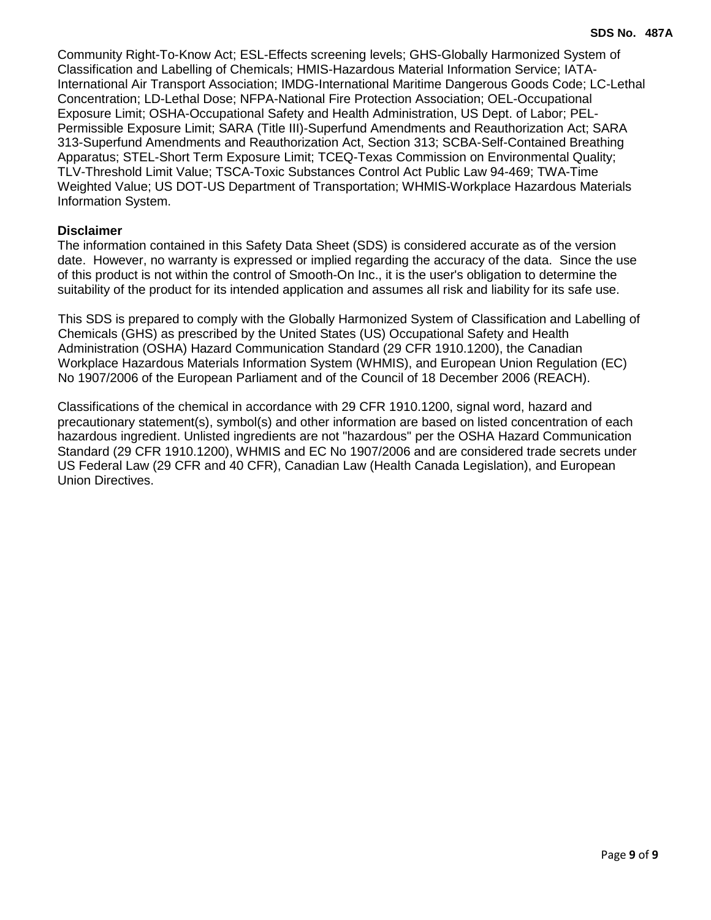Community Right-To-Know Act; ESL-Effects screening levels; GHS-Globally Harmonized System of Classification and Labelling of Chemicals; HMIS-Hazardous Material Information Service; IATA-International Air Transport Association; IMDG-International Maritime Dangerous Goods Code; LC-Lethal Concentration; LD-Lethal Dose; NFPA-National Fire Protection Association; OEL-Occupational Exposure Limit; OSHA-Occupational Safety and Health Administration, US Dept. of Labor; PEL-Permissible Exposure Limit; SARA (Title III)-Superfund Amendments and Reauthorization Act; SARA 313-Superfund Amendments and Reauthorization Act, Section 313; SCBA-Self-Contained Breathing Apparatus; STEL-Short Term Exposure Limit; TCEQ-Texas Commission on Environmental Quality; TLV-Threshold Limit Value; TSCA-Toxic Substances Control Act Public Law 94-469; TWA-Time Weighted Value; US DOT-US Department of Transportation; WHMIS-Workplace Hazardous Materials Information System.

**Disclaimer**

The information contained in this Safety Data Sheet (SDS) is considered accurate as of the version date. However, no warranty is expressed or implied regarding the accuracy of the data. Since the use of this product is not within the control of Smooth-On Inc., it is the user's obligation to determine the suitability of the product for its intended application and assumes all risk and liability for its safe use.

This SDS is prepared to comply with the Globally Harmonized System of Classification and Labelling of Chemicals (GHS) as prescribed by the United States (US) Occupational Safety and Health Administration (OSHA) Hazard Communication Standard (29 CFR 1910.1200), the Canadian Workplace Hazardous Materials Information System (WHMIS), and European Union Regulation (EC) No 1907/2006 of the European Parliament and of the Council of 18 December 2006 (REACH).

Classifications of the chemical in accordance with 29 CFR 1910.1200, signal word, hazard and precautionary statement(s), symbol(s) and other information are based on listed concentration of each hazardous ingredient. Unlisted ingredients are not "hazardous" per the OSHA Hazard Communication Standard (29 CFR 1910.1200), WHMIS and EC No 1907/2006 and are considered trade secrets under US Federal Law (29 CFR and 40 CFR), Canadian Law (Health Canada Legislation), and European Union Directives.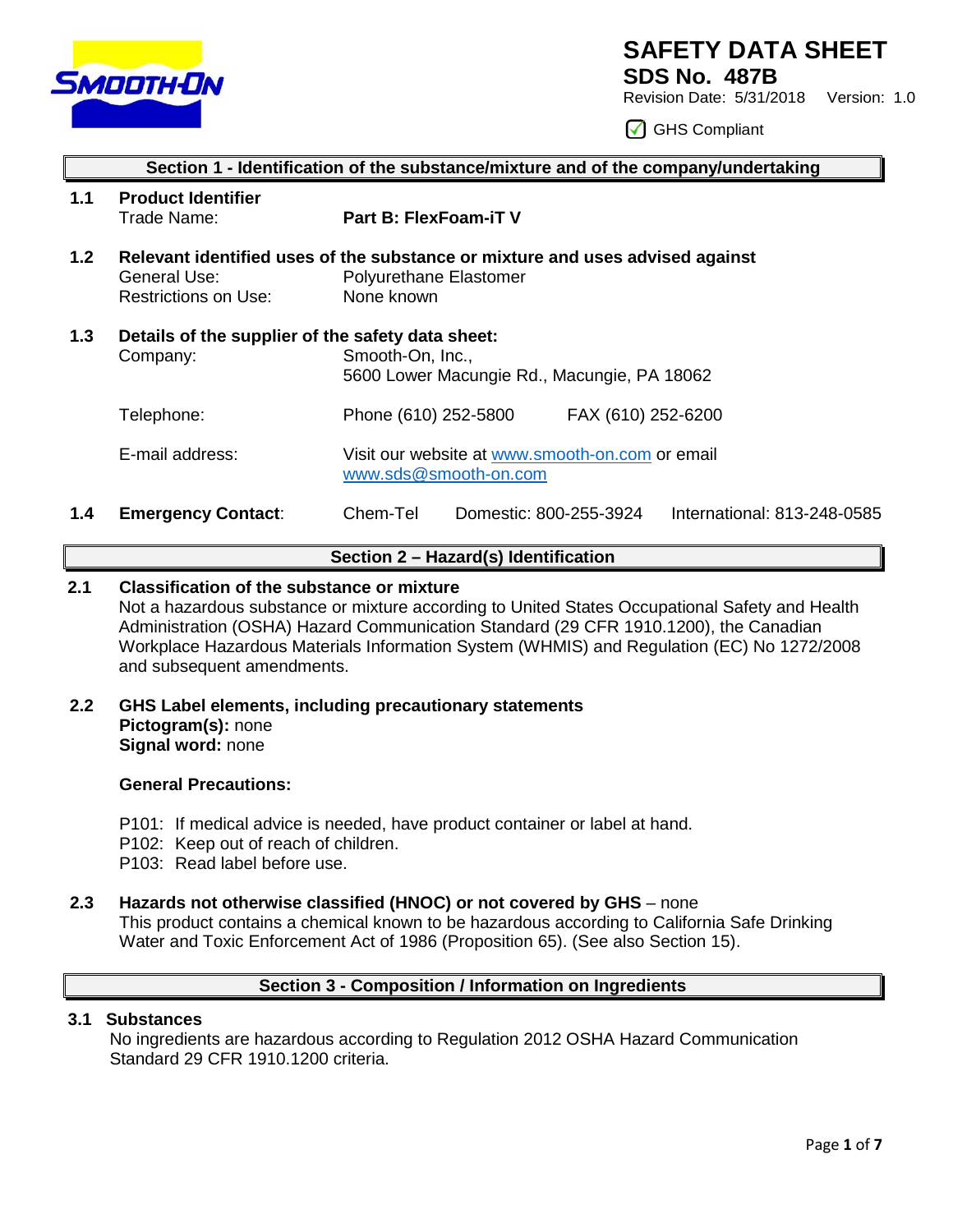# SAFETY DATA SHEET

## SDS No. 487B

Revision Date: 5/31/2018 Version: 1.0

GHS Compliant

## Section 1 - Identification of the substance/mixture and of the company/undertaking

**1.1 Product Identifier**

Trade Name: **Part B: FlexFoam-iT V**

**1.2 Relevant identified uses of the substance or mixture and uses advised against**

General Use: Polyurethane Elastomer
Restrictions on Use: None known

**1.3 Details of the supplier of the safety data sheet:**

Company: Smooth-On, Inc.,
5600 Lower Macungie Rd., Macungie, PA 18062

Telephone: Phone (610) 252-5800 FAX (610) 252-6200

E-mail address: Visit our website at www.smooth-on.com or email www.sds@smooth-on.com

**1.4 Emergency Contact**: Chem-Tel Domestic: 800-255-3924 International: 813-248-0585

## Section 2 – Hazard(s) Identification

**2.1 Classification of the substance or mixture**

Not a hazardous substance or mixture according to United States Occupational Safety and Health Administration (OSHA) Hazard Communication Standard (29 CFR 1910.1200), the Canadian Workplace Hazardous Materials Information System (WHMIS) and Regulation (EC) No 1272/2008 and subsequent amendments.

**2.2 GHS Label elements, including precautionary statements**

**Pictogram(s):** none
**Signal word:** none

**General Precautions:**

P101: If medical advice is needed, have product container or label at hand.
P102: Keep out of reach of children.
P103: Read label before use.

**2.3 Hazards not otherwise classified (HNOC) or not covered by GHS** – none

This product contains a chemical known to be hazardous according to California Safe Drinking Water and Toxic Enforcement Act of 1986 (Proposition 65). (See also Section 15).

## Section 3 - Composition / Information on Ingredients

**3.1 Substances**

No ingredients are hazardous according to Regulation 2012 OSHA Hazard Communication Standard 29 CFR 1910.1200 criteria.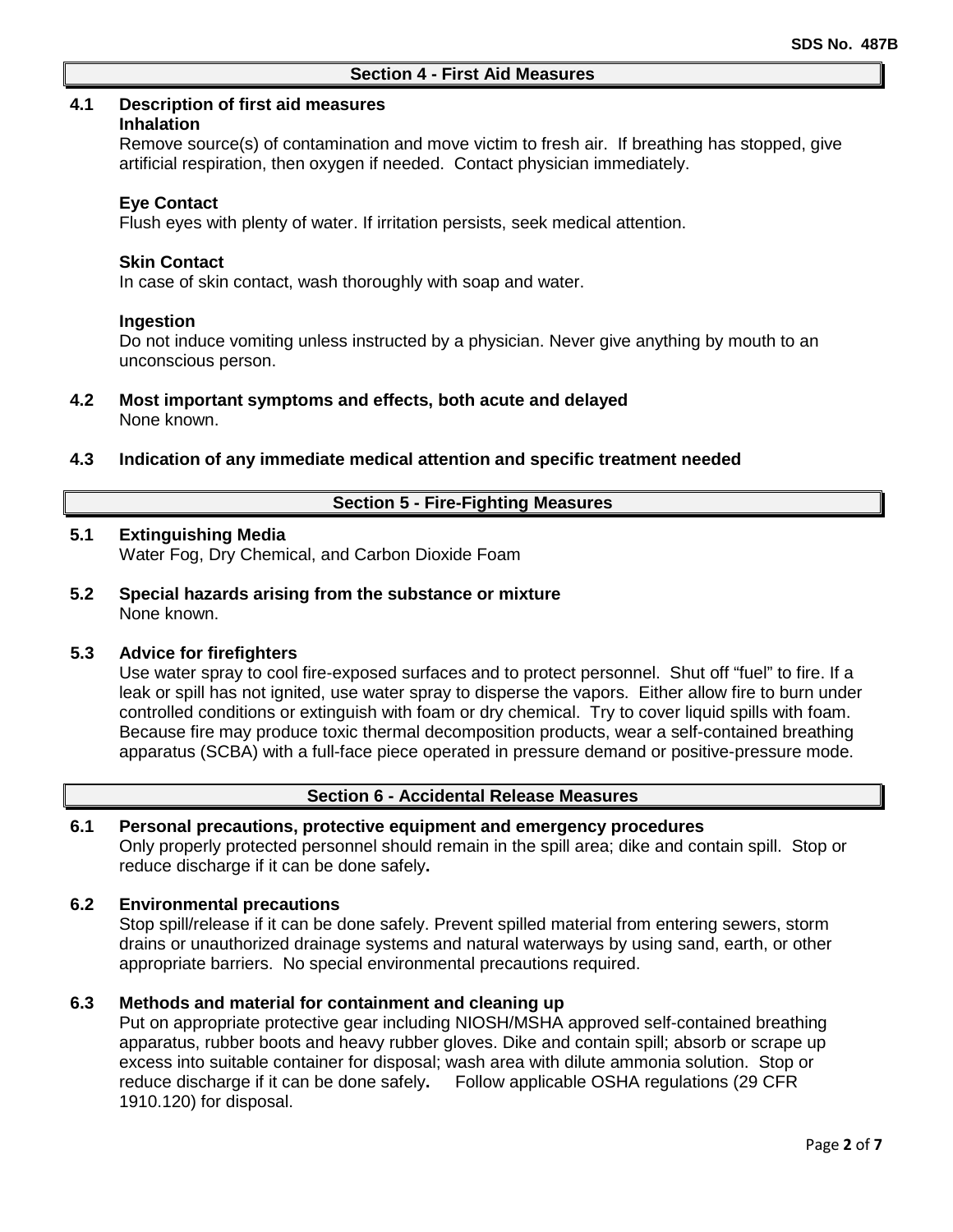## Section 4 - First Aid Measures

**4.1 Description of first aid measures**

**Inhalation**

Remove source(s) of contamination and move victim to fresh air. If breathing has stopped, give artificial respiration, then oxygen if needed. Contact physician immediately.

**Eye Contact**

Flush eyes with plenty of water. If irritation persists, seek medical attention.

**Skin Contact**

In case of skin contact, wash thoroughly with soap and water.

**Ingestion**

Do not induce vomiting unless instructed by a physician. Never give anything by mouth to an unconscious person.

**4.2 Most important symptoms and effects, both acute and delayed**

None known.

**4.3 Indication of any immediate medical attention and specific treatment needed**

## Section 5 - Fire-Fighting Measures

**5.1 Extinguishing Media**

Water Fog, Dry Chemical, and Carbon Dioxide Foam

**5.2 Special hazards arising from the substance or mixture**

None known.

**5.3 Advice for firefighters**

Use water spray to cool fire-exposed surfaces and to protect personnel. Shut off "fuel" to fire. If a leak or spill has not ignited, use water spray to disperse the vapors. Either allow fire to burn under controlled conditions or extinguish with foam or dry chemical. Try to cover liquid spills with foam. Because fire may produce toxic thermal decomposition products, wear a self-contained breathing apparatus (SCBA) with a full-face piece operated in pressure demand or positive-pressure mode.

## Section 6 - Accidental Release Measures

**6.1 Personal precautions, protective equipment and emergency procedures**

Only properly protected personnel should remain in the spill area; dike and contain spill. Stop or reduce discharge if it can be done safely**.**

**6.2 Environmental precautions**

Stop spill/release if it can be done safely. Prevent spilled material from entering sewers, storm drains or unauthorized drainage systems and natural waterways by using sand, earth, or other appropriate barriers. No special environmental precautions required.

**6.3 Methods and material for containment and cleaning up**

Put on appropriate protective gear including NIOSH/MSHA approved self-contained breathing apparatus, rubber boots and heavy rubber gloves. Dike and contain spill; absorb or scrape up excess into suitable container for disposal; wash area with dilute ammonia solution. Stop or reduce discharge if it can be done safely**.** Follow applicable OSHA regulations (29 CFR 1910.120) for disposal.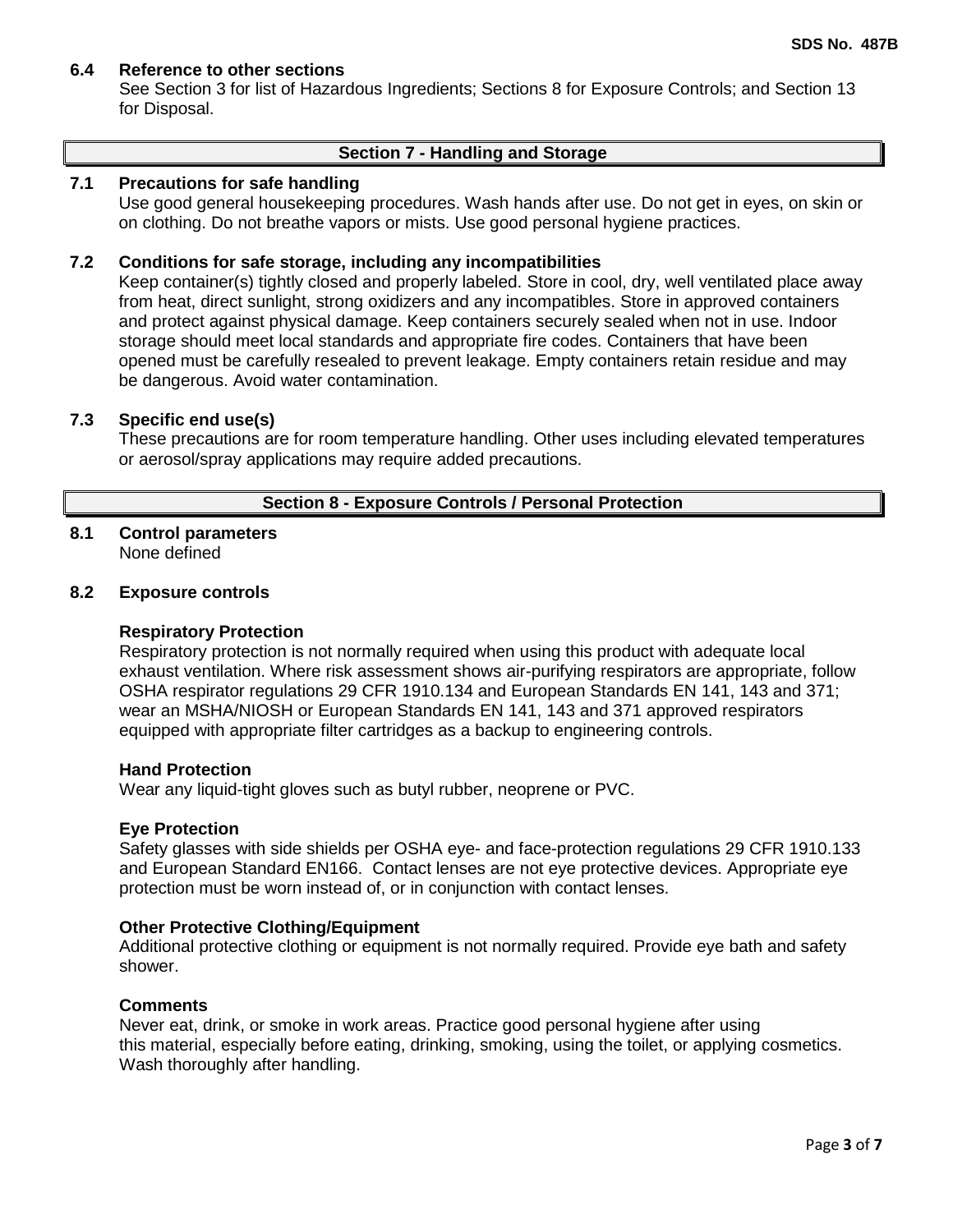### 6.4 Reference to other sections

See Section 3 for list of Hazardous Ingredients; Sections 8 for Exposure Controls; and Section 13 for Disposal.

## Section 7 - Handling and Storage

### 7.1 Precautions for safe handling

Use good general housekeeping procedures. Wash hands after use. Do not get in eyes, on skin or on clothing. Do not breathe vapors or mists. Use good personal hygiene practices.

### 7.2 Conditions for safe storage, including any incompatibilities

Keep container(s) tightly closed and properly labeled. Store in cool, dry, well ventilated place away from heat, direct sunlight, strong oxidizers and any incompatibles. Store in approved containers and protect against physical damage. Keep containers securely sealed when not in use. Indoor storage should meet local standards and appropriate fire codes. Containers that have been opened must be carefully resealed to prevent leakage. Empty containers retain residue and may be dangerous. Avoid water contamination.

### 7.3 Specific end use(s)

These precautions are for room temperature handling. Other uses including elevated temperatures or aerosol/spray applications may require added precautions.

## Section 8 - Exposure Controls / Personal Protection

### 8.1 Control parameters

None defined

### 8.2 Exposure controls

**Respiratory Protection**

Respiratory protection is not normally required when using this product with adequate local exhaust ventilation. Where risk assessment shows air-purifying respirators are appropriate, follow OSHA respirator regulations 29 CFR 1910.134 and European Standards EN 141, 143 and 371; wear an MSHA/NIOSH or European Standards EN 141, 143 and 371 approved respirators equipped with appropriate filter cartridges as a backup to engineering controls.

**Hand Protection**

Wear any liquid-tight gloves such as butyl rubber, neoprene or PVC.

**Eye Protection**

Safety glasses with side shields per OSHA eye- and face-protection regulations 29 CFR 1910.133 and European Standard EN166. Contact lenses are not eye protective devices. Appropriate eye protection must be worn instead of, or in conjunction with contact lenses.

**Other Protective Clothing/Equipment**

Additional protective clothing or equipment is not normally required. Provide eye bath and safety shower.

**Comments**

Never eat, drink, or smoke in work areas. Practice good personal hygiene after using this material, especially before eating, drinking, smoking, using the toilet, or applying cosmetics. Wash thoroughly after handling.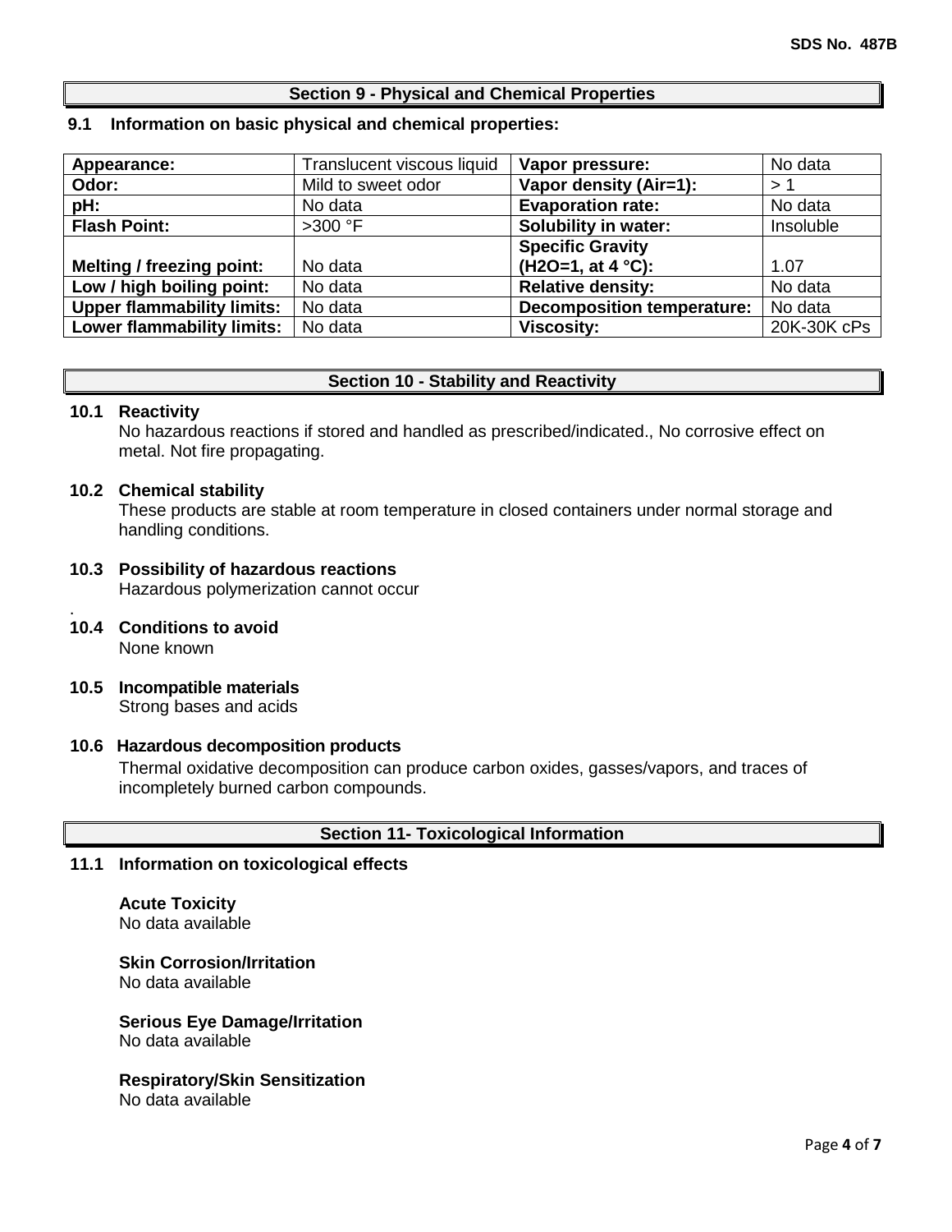## Section 9 - Physical and Chemical Properties

### 9.1 Information on basic physical and chemical properties:

| | | | |
|---|---|---|---|
| **Appearance:** | Translucent viscous liquid | **Vapor pressure:** | No data |
| **Odor:** | Mild to sweet odor | **Vapor density (Air=1):** | > 1 |
| **pH:** | No data | **Evaporation rate:** | No data |
| **Flash Point:** | >300 °F | **Solubility in water:** | Insoluble |
| **Melting / freezing point:** | No data | **Specific Gravity ($H_2O$=1, at 4 °C):** | 1.07 |
| **Low / high boiling point:** | No data | **Relative density:** | No data |
| **Upper flammability limits:** | No data | **Decomposition temperature:** | No data |
| **Lower flammability limits:** | No data | **Viscosity:** | 20K-30K cPs |

## Section 10 - Stability and Reactivity

**10.1 Reactivity**

No hazardous reactions if stored and handled as prescribed/indicated., No corrosive effect on metal. Not fire propagating.

**10.2 Chemical stability**

These products are stable at room temperature in closed containers under normal storage and handling conditions.

**10.3 Possibility of hazardous reactions**

Hazardous polymerization cannot occur

.

**10.4 Conditions to avoid**

None known

**10.5 Incompatible materials**

Strong bases and acids

**10.6 Hazardous decomposition products**

Thermal oxidative decomposition can produce carbon oxides, gasses/vapors, and traces of incompletely burned carbon compounds.

## Section 11- Toxicological Information

**11.1 Information on toxicological effects**

**Acute Toxicity**
No data available

**Skin Corrosion/Irritation**
No data available

**Serious Eye Damage/Irritation**
No data available

**Respiratory/Skin Sensitization**
No data available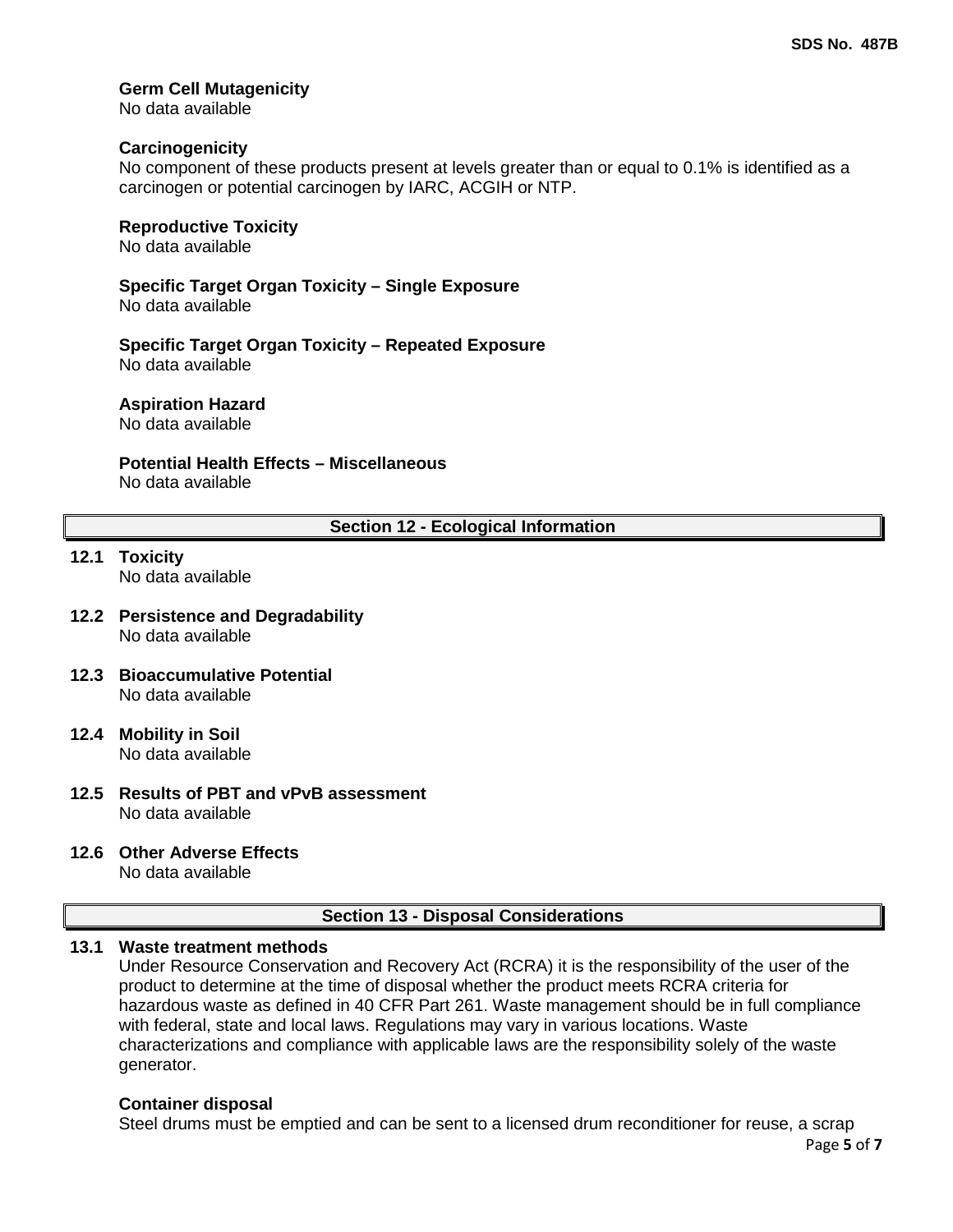**Germ Cell Mutagenicity**
No data available

**Carcinogenicity**
No component of these products present at levels greater than or equal to 0.1% is identified as a carcinogen or potential carcinogen by IARC, ACGIH or NTP.

**Reproductive Toxicity**
No data available

**Specific Target Organ Toxicity – Single Exposure**
No data available

**Specific Target Organ Toxicity – Repeated Exposure**
No data available

**Aspiration Hazard**
No data available

**Potential Health Effects – Miscellaneous**
No data available

## Section 12 - Ecological Information

**12.1 Toxicity**
No data available

**12.2 Persistence and Degradability**
No data available

**12.3 Bioaccumulative Potential**
No data available

**12.4 Mobility in Soil**
No data available

**12.5 Results of PBT and vPvB assessment**
No data available

**12.6 Other Adverse Effects**
No data available

## Section 13 - Disposal Considerations

**13.1 Waste treatment methods**
Under Resource Conservation and Recovery Act (RCRA) it is the responsibility of the user of the product to determine at the time of disposal whether the product meets RCRA criteria for hazardous waste as defined in 40 CFR Part 261. Waste management should be in full compliance with federal, state and local laws. Regulations may vary in various locations. Waste characterizations and compliance with applicable laws are the responsibility solely of the waste generator.

**Container disposal**
Steel drums must be emptied and can be sent to a licensed drum reconditioner for reuse, a scrap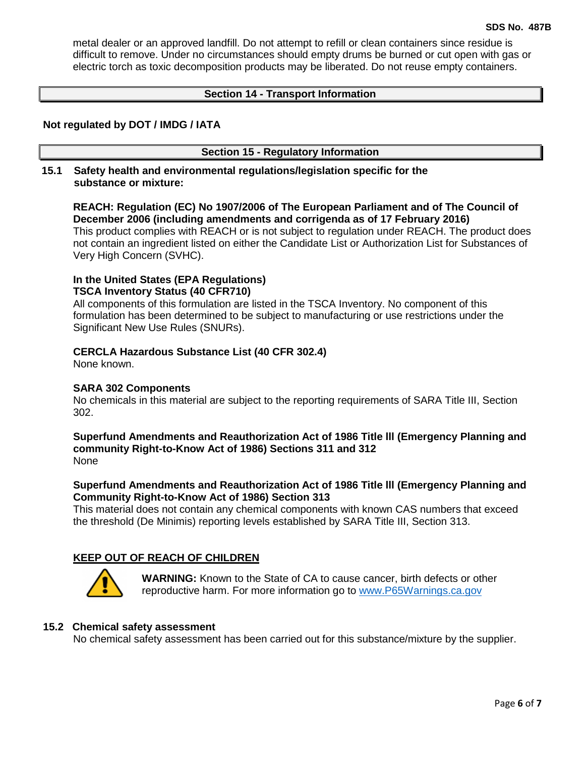metal dealer or an approved landfill. Do not attempt to refill or clean containers since residue is difficult to remove. Under no circumstances should empty drums be burned or cut open with gas or electric torch as toxic decomposition products may be liberated. Do not reuse empty containers.

## Section 14 - Transport Information

**Not regulated by DOT / IMDG / IATA**

## Section 15 - Regulatory Information

**15.1 Safety health and environmental regulations/legislation specific for the substance or mixture:**

**REACH: Regulation (EC) No 1907/2006 of The European Parliament and of The Council of December 2006 (including amendments and corrigenda as of 17 February 2016)**
This product complies with REACH or is not subject to regulation under REACH. The product does not contain an ingredient listed on either the Candidate List or Authorization List for Substances of Very High Concern (SVHC).

**In the United States (EPA Regulations)**
**TSCA Inventory Status (40 CFR710)**
All components of this formulation are listed in the TSCA Inventory. No component of this formulation has been determined to be subject to manufacturing or use restrictions under the Significant New Use Rules (SNURs).

**CERCLA Hazardous Substance List (40 CFR 302.4)**
None known.

**SARA 302 Components**
No chemicals in this material are subject to the reporting requirements of SARA Title III, Section 302.

**Superfund Amendments and Reauthorization Act of 1986 Title lll (Emergency Planning and community Right-to-Know Act of 1986) Sections 311 and 312**
None

**Superfund Amendments and Reauthorization Act of 1986 Title lll (Emergency Planning and Community Right-to-Know Act of 1986) Section 313**
This material does not contain any chemical components with known CAS numbers that exceed the threshold (De Minimis) reporting levels established by SARA Title III, Section 313.

**KEEP OUT OF REACH OF CHILDREN**

**WARNING:** Known to the State of CA to cause cancer, birth defects or other reproductive harm. For more information go to www.P65Warnings.ca.gov

**15.2 Chemical safety assessment**
No chemical safety assessment has been carried out for this substance/mixture by the supplier.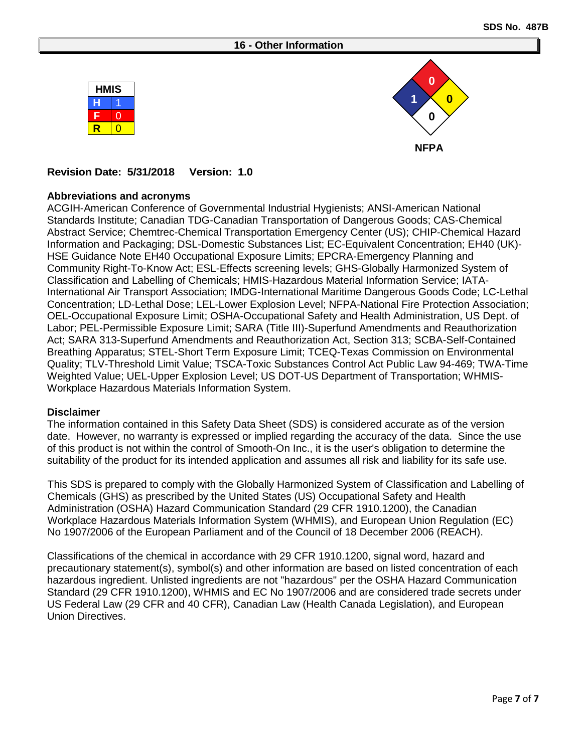## 16 - Other Information

| HMIS | |
|---|---|
| H | 1 |
| F | 0 |
| R | 0 |

NFPA

0

1

0

0

**Revision Date: 5/31/2018 Version: 1.0**

**Abbreviations and acronyms**

ACGIH-American Conference of Governmental Industrial Hygienists; ANSI-American National Standards Institute; Canadian TDG-Canadian Transportation of Dangerous Goods; CAS-Chemical Abstract Service; Chemtrec-Chemical Transportation Emergency Center (US); CHIP-Chemical Hazard Information and Packaging; DSL-Domestic Substances List; EC-Equivalent Concentration; EH40 (UK)-HSE Guidance Note EH40 Occupational Exposure Limits; EPCRA-Emergency Planning and Community Right-To-Know Act; ESL-Effects screening levels; GHS-Globally Harmonized System of Classification and Labelling of Chemicals; HMIS-Hazardous Material Information Service; IATA-International Air Transport Association; IMDG-International Maritime Dangerous Goods Code; LC-Lethal Concentration; LD-Lethal Dose; LEL-Lower Explosion Level; NFPA-National Fire Protection Association; OEL-Occupational Exposure Limit; OSHA-Occupational Safety and Health Administration, US Dept. of Labor; PEL-Permissible Exposure Limit; SARA (Title III)-Superfund Amendments and Reauthorization Act; SARA 313-Superfund Amendments and Reauthorization Act, Section 313; SCBA-Self-Contained Breathing Apparatus; STEL-Short Term Exposure Limit; TCEQ-Texas Commission on Environmental Quality; TLV-Threshold Limit Value; TSCA-Toxic Substances Control Act Public Law 94-469; TWA-Time Weighted Value; UEL-Upper Explosion Level; US DOT-US Department of Transportation; WHMIS-Workplace Hazardous Materials Information System.

**Disclaimer**

The information contained in this Safety Data Sheet (SDS) is considered accurate as of the version date. However, no warranty is expressed or implied regarding the accuracy of the data. Since the use of this product is not within the control of Smooth-On Inc., it is the user's obligation to determine the suitability of the product for its intended application and assumes all risk and liability for its safe use.

This SDS is prepared to comply with the Globally Harmonized System of Classification and Labelling of Chemicals (GHS) as prescribed by the United States (US) Occupational Safety and Health Administration (OSHA) Hazard Communication Standard (29 CFR 1910.1200), the Canadian Workplace Hazardous Materials Information System (WHMIS), and European Union Regulation (EC) No 1907/2006 of the European Parliament and of the Council of 18 December 2006 (REACH).

Classifications of the chemical in accordance with 29 CFR 1910.1200, signal word, hazard and precautionary statement(s), symbol(s) and other information are based on listed concentration of each hazardous ingredient. Unlisted ingredients are not "hazardous" per the OSHA Hazard Communication Standard (29 CFR 1910.1200), WHMIS and EC No 1907/2006 and are considered trade secrets under US Federal Law (29 CFR and 40 CFR), Canadian Law (Health Canada Legislation), and European Union Directives.